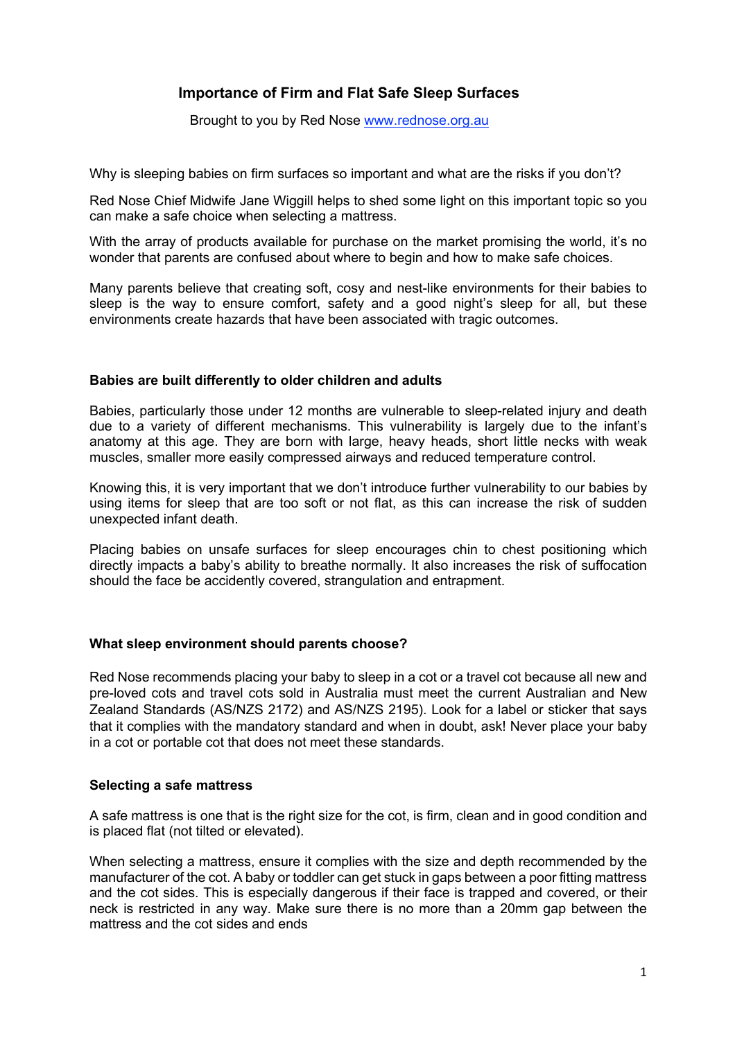# Importance of Firm and Flat Safe Sleep Surfaces

Brought to you by Red Nose [www.rednose.org.au](http://www.rednose.org.au)

Why is sleeping babies on firm surfaces so important and what are the risks if you don't?

Red Nose Chief Midwife Jane Wiggill helps to shed some light on this important topic so you can make a safe choice when selecting a mattress.

With the array of products available for purchase on the market promising the world, it's no wonder that parents are confused about where to begin and how to make safe choices.

Many parents believe that creating soft, cosy and nest-like environments for their babies to sleep is the way to ensure comfort, safety and a good night's sleep for all, but these environments create hazards that have been associated with tragic outcomes.

### Babies are built differently to older children and adults

Babies, particularly those under 12 months are vulnerable to sleep-related injury and death due to a variety of different mechanisms. This vulnerability is largely due to the infant's anatomy at this age. They are born with large, heavy heads, short little necks with weak muscles, smaller more easily compressed airways and reduced temperature control.

Knowing this, it is very important that we don't introduce further vulnerability to our babies by using items for sleep that are too soft or not flat, as this can increase the risk of sudden unexpected infant death.

Placing babies on unsafe surfaces for sleep encourages chin to chest positioning which directly impacts a baby's ability to breathe normally. It also increases the risk of suffocation should the face be accidently covered, strangulation and entrapment.

### What sleep environment should parents choose?

Red Nose recommends placing your baby to sleep in a cot or a travel cot because all new and pre-loved cots and travel cots sold in Australia must meet the current Australian and New Zealand Standards (AS/NZS 2172) and AS/NZS 2195). Look for a label or sticker that says that it complies with the mandatory standard and when in doubt, ask! Never place your baby in a cot or portable cot that does not meet these standards.

### Selecting a safe mattress

A safe mattress is one that is the right size for the cot, is firm, clean and in good condition and is placed flat (not tilted or elevated).

When selecting a mattress, ensure it complies with the size and depth recommended by the manufacturer of the cot. A baby or toddler can get stuck in gaps between a poor fitting mattress and the cot sides. This is especially dangerous if their face is trapped and covered, or their neck is restricted in any way. Make sure there is no more than a 20mm gap between the mattress and the cot sides and ends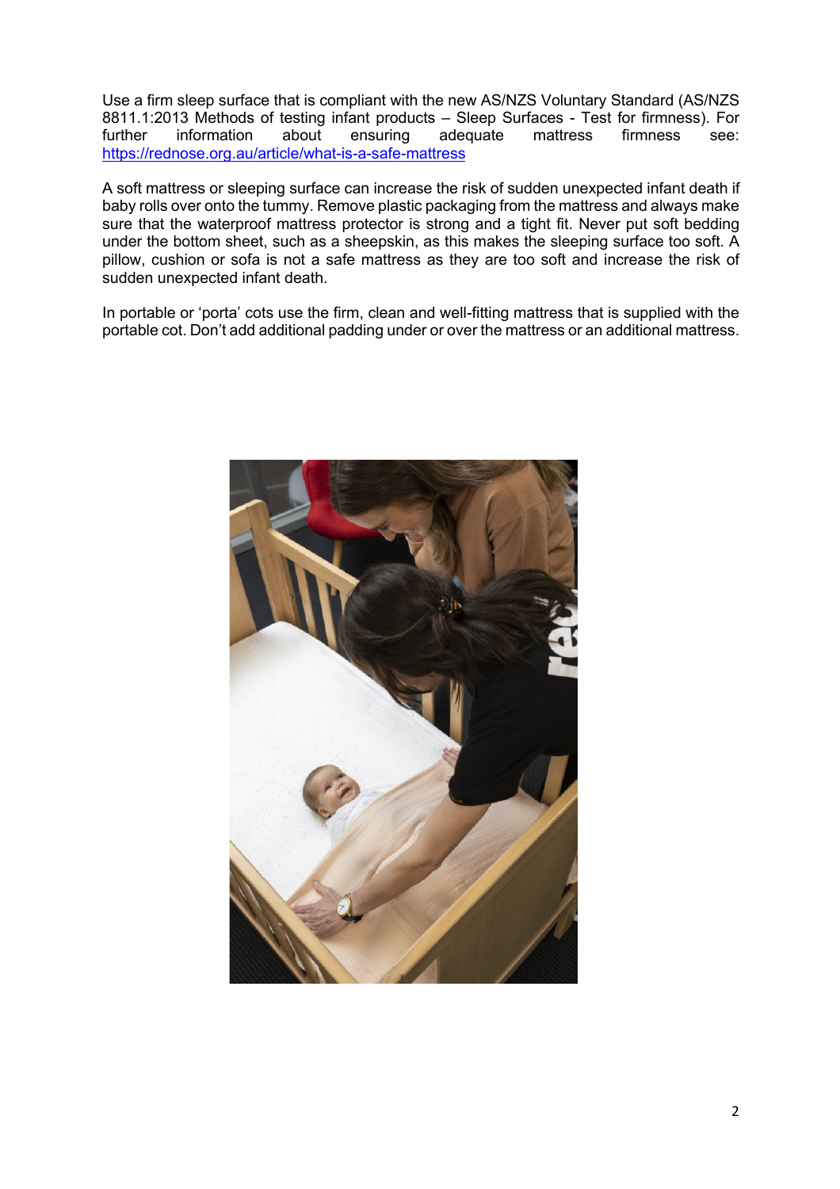Use a firm sleep surface that is compliant with the new AS/NZS Voluntary Standard (AS/NZS 8811.1:2013 Methods of testing infant products – Sleep Surfaces - Test for firmness). For further information about ensuring adequate mattress firmness see: https://rednose.org.au/article/what-is-a-safe-mattress

A soft mattress or sleeping surface can increase the risk of sudden unexpected infant death if baby rolls over onto the tummy. Remove plastic packaging from the mattress and always make sure that the waterproof mattress protector is strong and a tight fit. Never put soft bedding under the bottom sheet, such as a sheepskin, as this makes the sleeping surface too soft. A pillow, cushion or sofa is not a safe mattress as they are too soft and increase the risk of sudden unexpected infant death.

In portable or 'porta' cots use the firm, clean and well-fitting mattress that is supplied with the portable cot. Don't add additional padding under or over the mattress or an additional mattress.